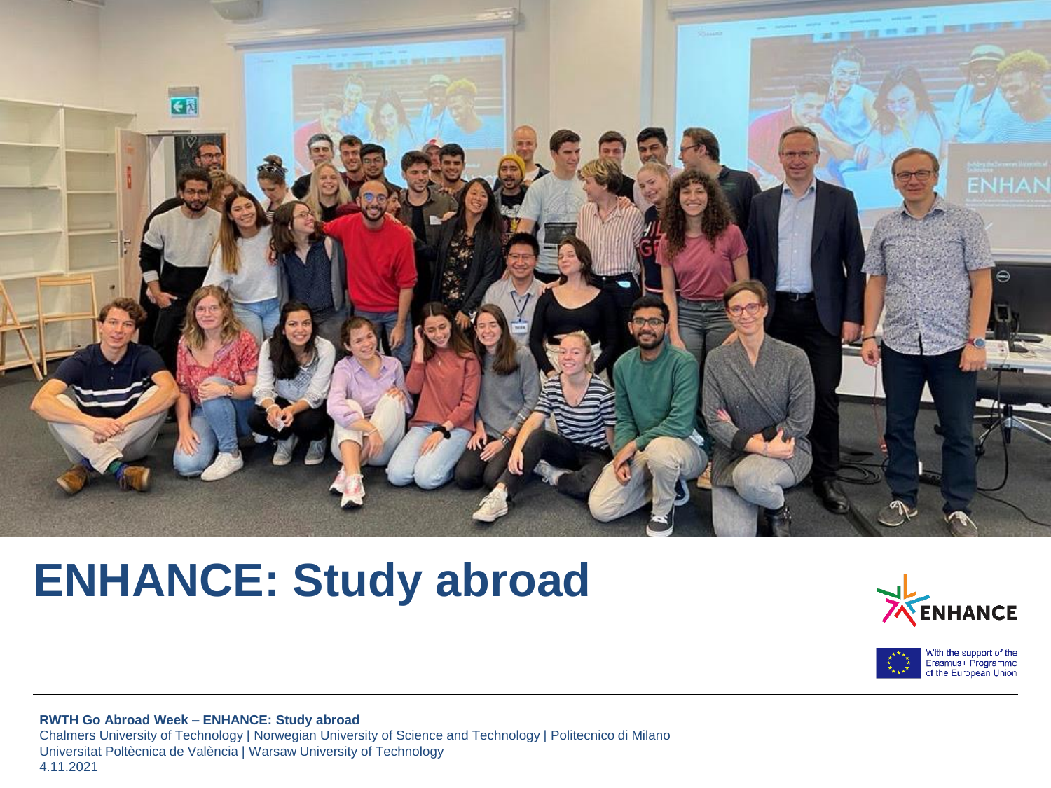# ENHANCE: Study abroad

With the support of the Erasmus+ Programme of the European Union

**RWTH Go Abroad Week – ENHANCE: Study abroad**

Chalmers University of Technology | Norwegian University of Science and Technology | Politecnico di Milano

Universitat Poltècnica de València | Warsaw University of Technology

4.11.2021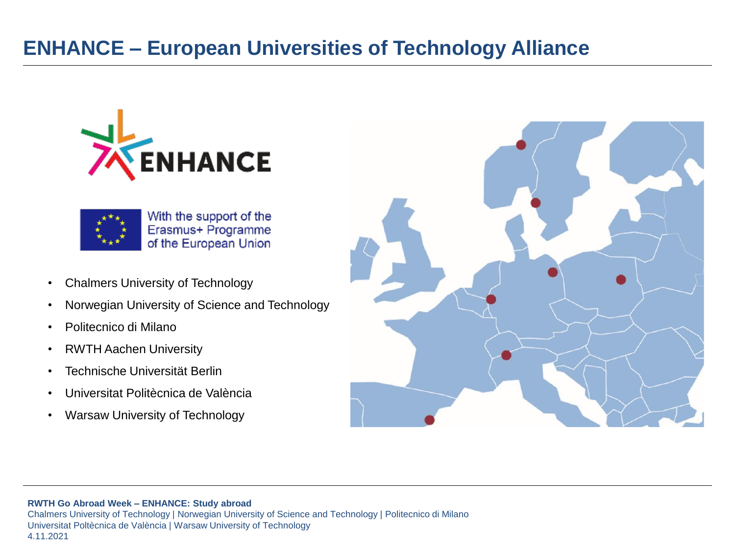# ENHANCE – European Universities of Technology Alliance

With the support of the Erasmus+ Programme of the European Union

- Chalmers University of Technology
- Norwegian University of Science and Technology
- Politecnico di Milano
- RWTH Aachen University
- Technische Universität Berlin
- Universitat Politècnica de València
- Warsaw University of Technology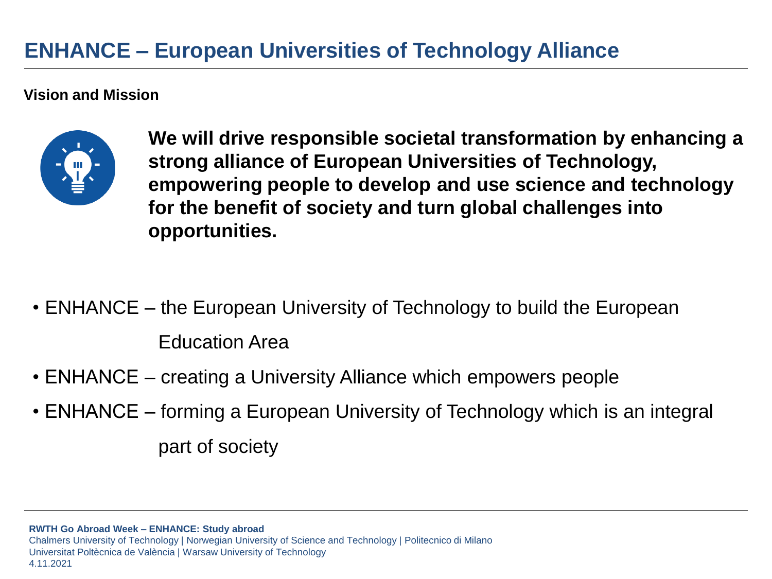# ENHANCE – European Universities of Technology Alliance

**Vision and Mission**

**We will drive responsible societal transformation by enhancing a strong alliance of European Universities of Technology, empowering people to develop and use science and technology for the benefit of society and turn global challenges into opportunities.**

- ENHANCE – the European University of Technology to build the European Education Area
- ENHANCE – creating a University Alliance which empowers people
- ENHANCE – forming a European University of Technology which is an integral part of society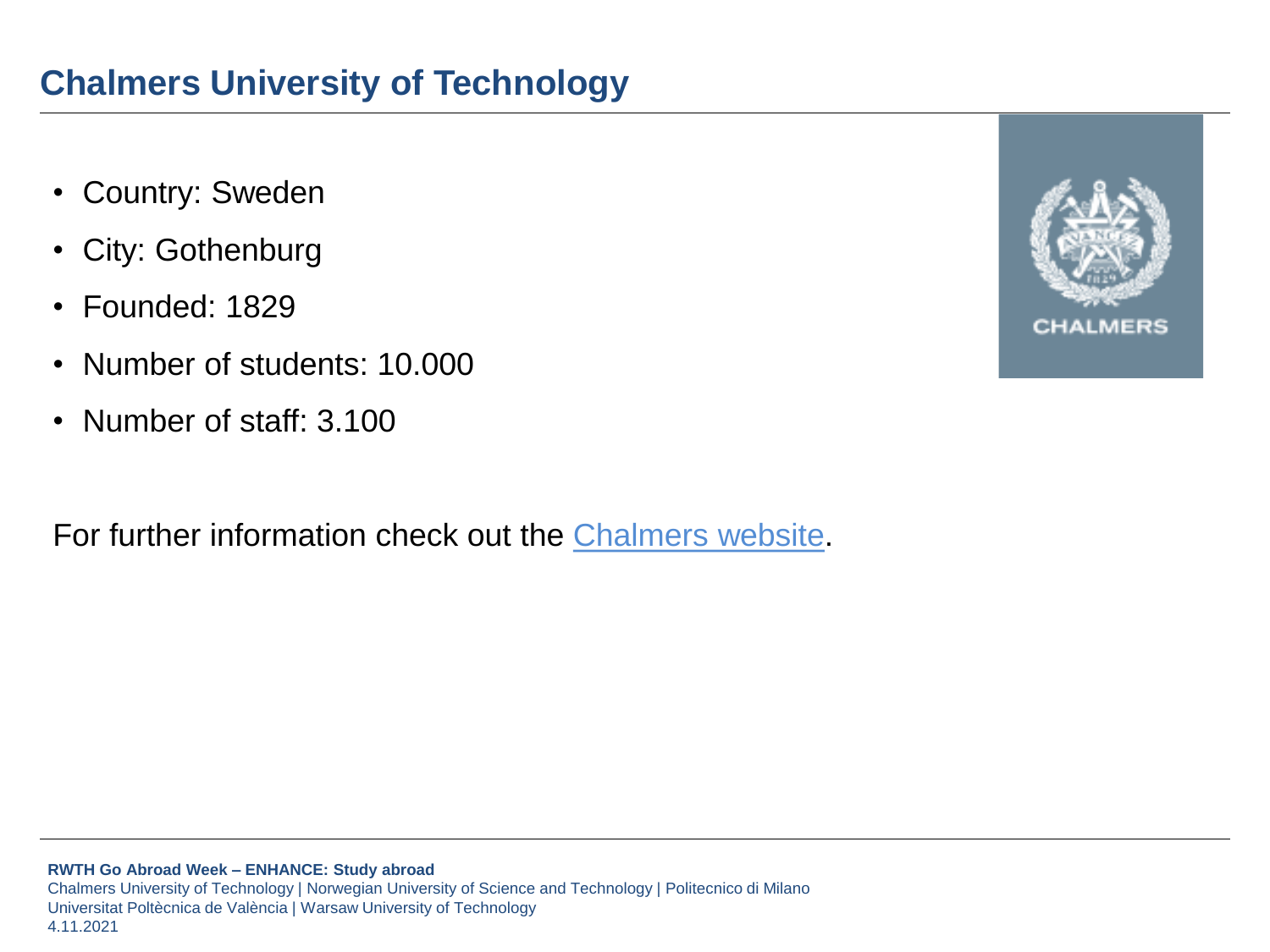# Chalmers University of Technology

- Country: Sweden
- City: Gothenburg
- Founded: 1829
- Number of students: 10.000
- Number of staff: 3.100

For further information check out the Chalmers website.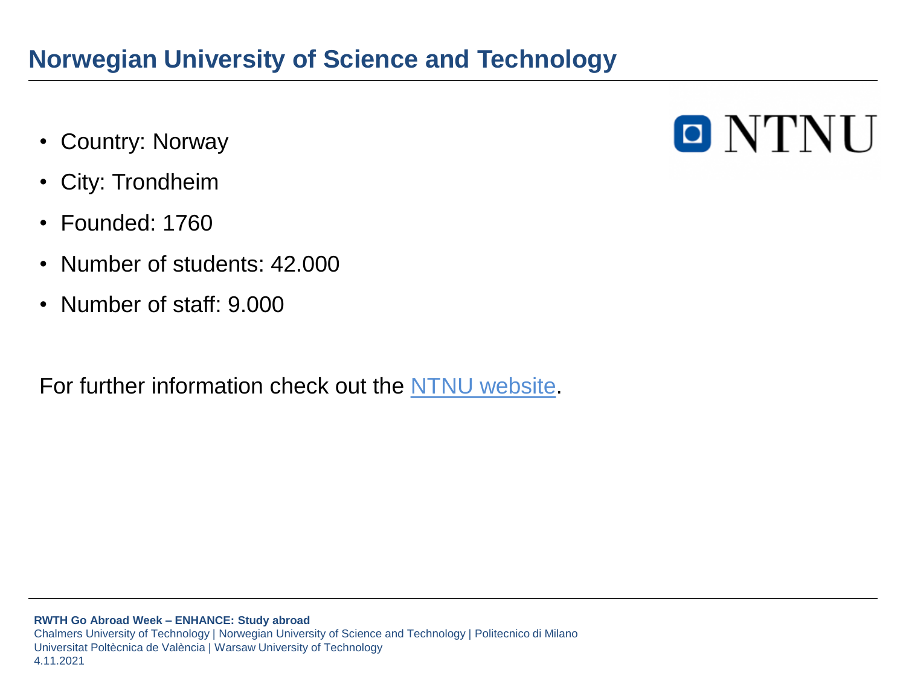# Norwegian University of Science and Technology

- Country: Norway
- City: Trondheim
- Founded: 1760
- Number of students: 42.000
- Number of staff: 9.000

For further information check out the NTNU website.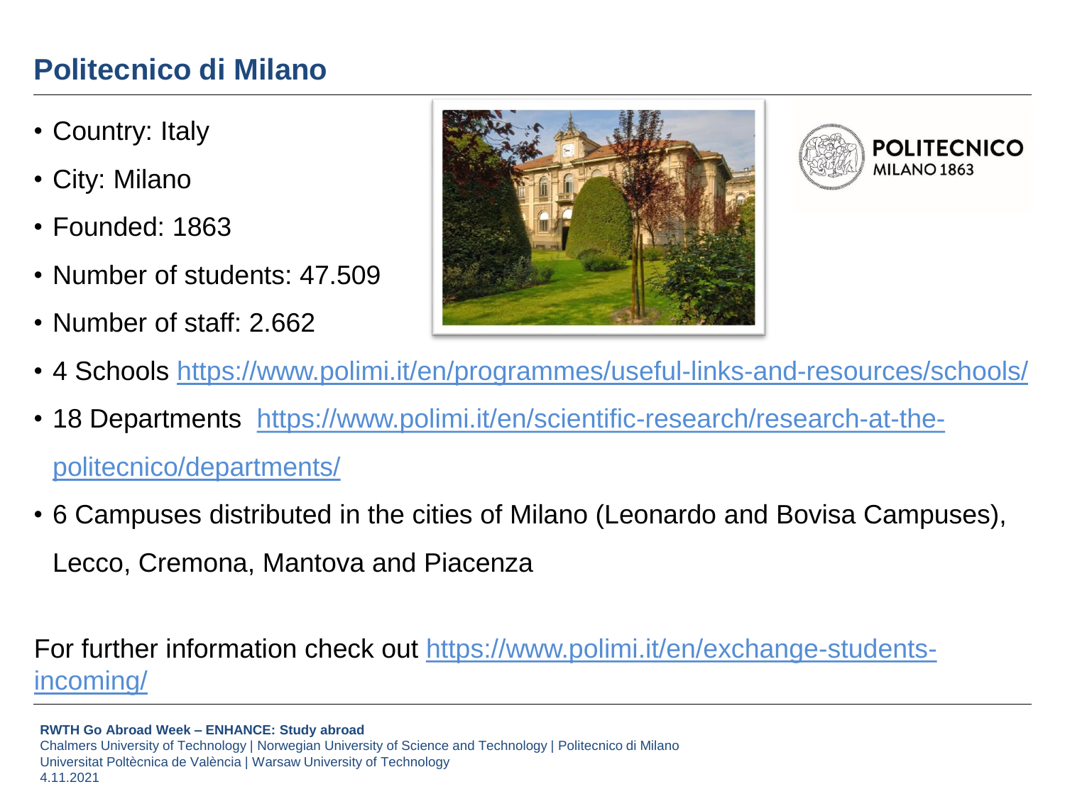# Politecnico di Milano

- Country: Italy
- City: Milano
- Founded: 1863
- Number of students: 47.509
- Number of staff: 2.662
- 4 Schools https://www.polimi.it/en/programmes/useful-links-and-resources/schools/
- 18 Departments https://www.polimi.it/en/scientific-research/research-at-the-politecnico/departments/
- 6 Campuses distributed in the cities of Milano (Leonardo and Bovisa Campuses), Lecco, Cremona, Mantova and Piacenza

For further information check out https://www.polimi.it/en/exchange-students-incoming/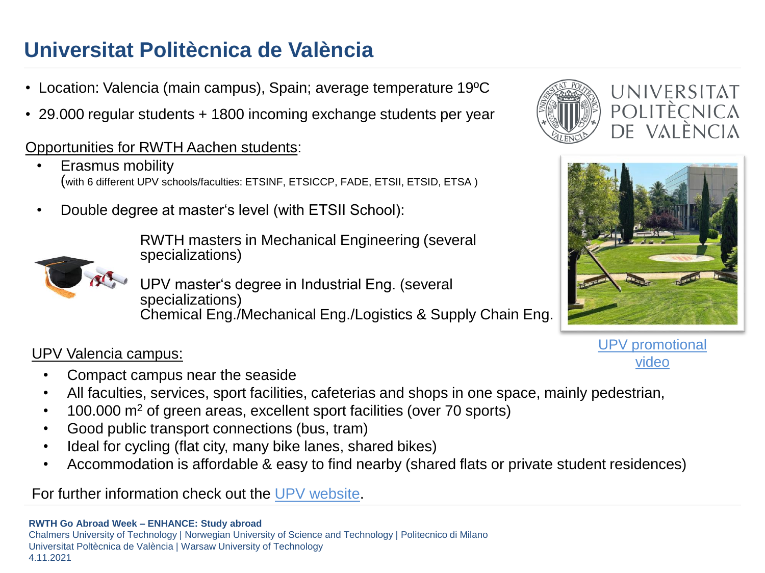# Universitat Politècnica de València

- Location: Valencia (main campus), Spain; average temperature 19ºC
- 29.000 regular students + 1800 incoming exchange students per year

Opportunities for RWTH Aachen students:

- Erasmus mobility
  (with 6 different UPV schools/faculties: ETSINF, ETSICCP, FADE, ETSII, ETSID, ETSA )
- Double degree at master's level (with ETSII School):

  RWTH masters in Mechanical Engineering (several specializations)

  UPV master's degree in Industrial Eng. (several specializations)
  Chemical Eng./Mechanical Eng./Logistics & Supply Chain Eng.

UPV promotional video

UPV Valencia campus:

- Compact campus near the seaside
- All faculties, services, sport facilities, cafeterias and shops in one space, mainly pedestrian,
- 100.000 $m^2$ of green areas, excellent sport facilities (over 70 sports)
- Good public transport connections (bus, tram)
- Ideal for cycling (flat city, many bike lanes, shared bikes)
- Accommodation is affordable & easy to find nearby (shared flats or private student residences)

For further information check out the UPV website.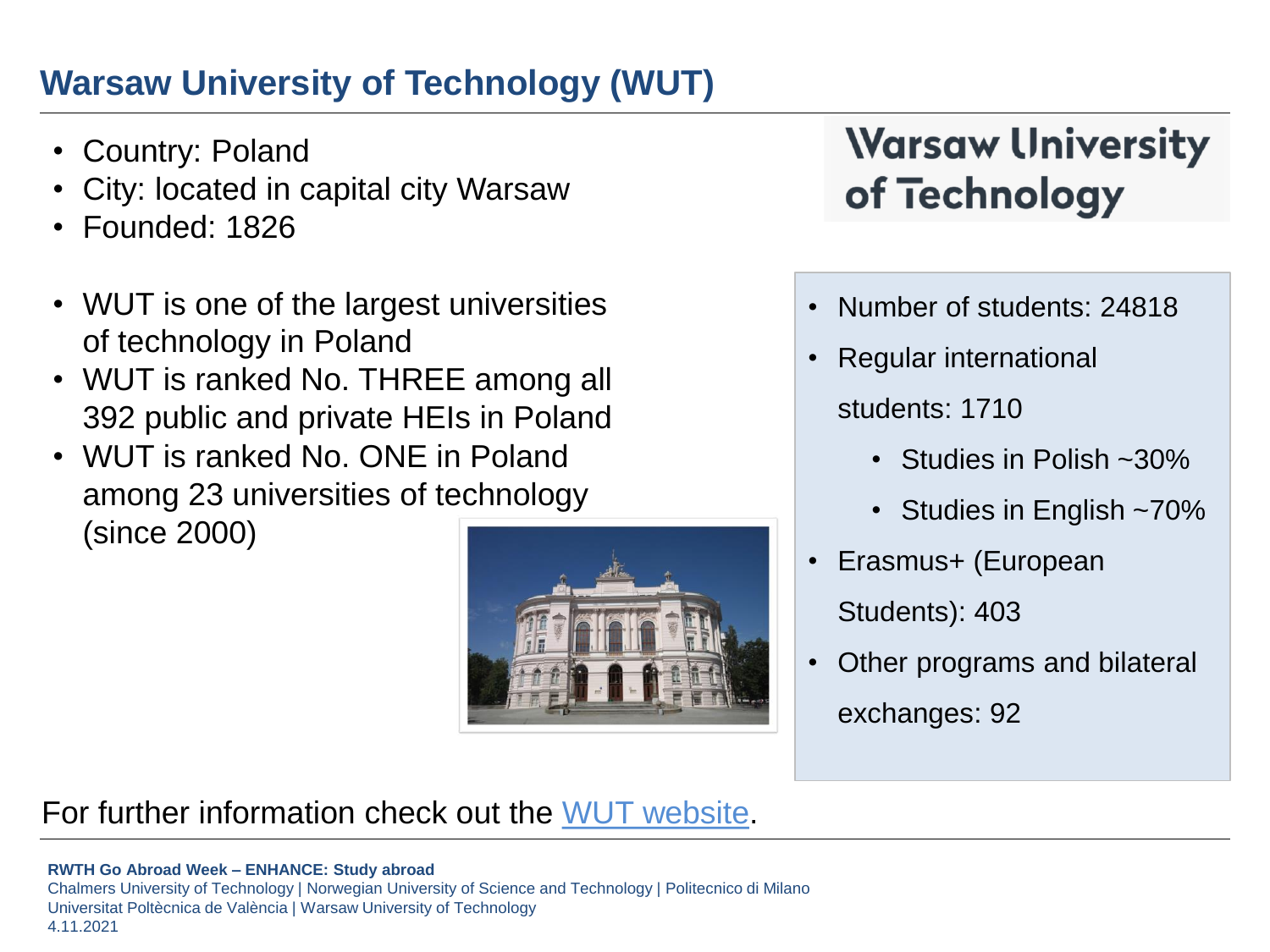# Warsaw University of Technology (WUT)

- Country: Poland
- City: located in capital city Warsaw
- Founded: 1826

- WUT is one of the largest universities of technology in Poland
- WUT is ranked No. THREE among all 392 public and private HEIs in Poland
- WUT is ranked No. ONE in Poland among 23 universities of technology (since 2000)

Warsaw University of Technology

- Number of students: 24818
- Regular international students: 1710
  - Studies in Polish ~30%
  - Studies in English ~70%
- Erasmus+ (European Students): 403
- Other programs and bilateral exchanges: 92

For further information check out the [WUT website].

**RWTH Go Abroad Week – ENHANCE: Study abroad**
Chalmers University of Technology | Norwegian University of Science and Technology | Politecnico di Milano
Universitat Poltècnica de València | Warsaw University of Technology
4.11.2021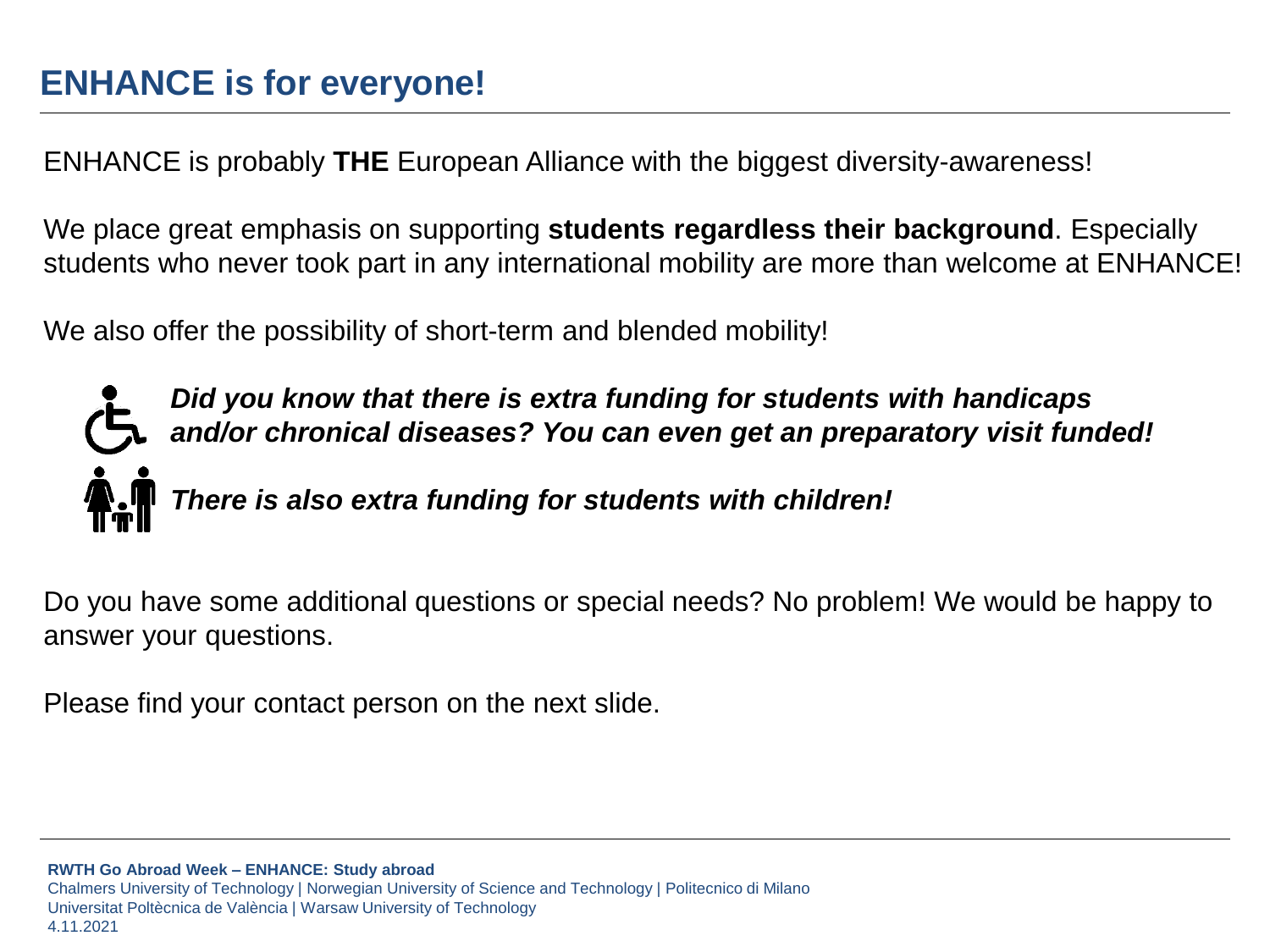# ENHANCE is for everyone!

ENHANCE is probably **THE** European Alliance with the biggest diversity-awareness!

We place great emphasis on supporting **students regardless their background**. Especially students who never took part in any international mobility are more than welcome at ENHANCE!

We also offer the possibility of short-term and blended mobility!

***Did you know that there is extra funding for students with handicaps and/or chronical diseases? You can even get an preparatory visit funded!***

***There is also extra funding for students with children!***

Do you have some additional questions or special needs? No problem! We would be happy to answer your questions.

Please find your contact person on the next slide.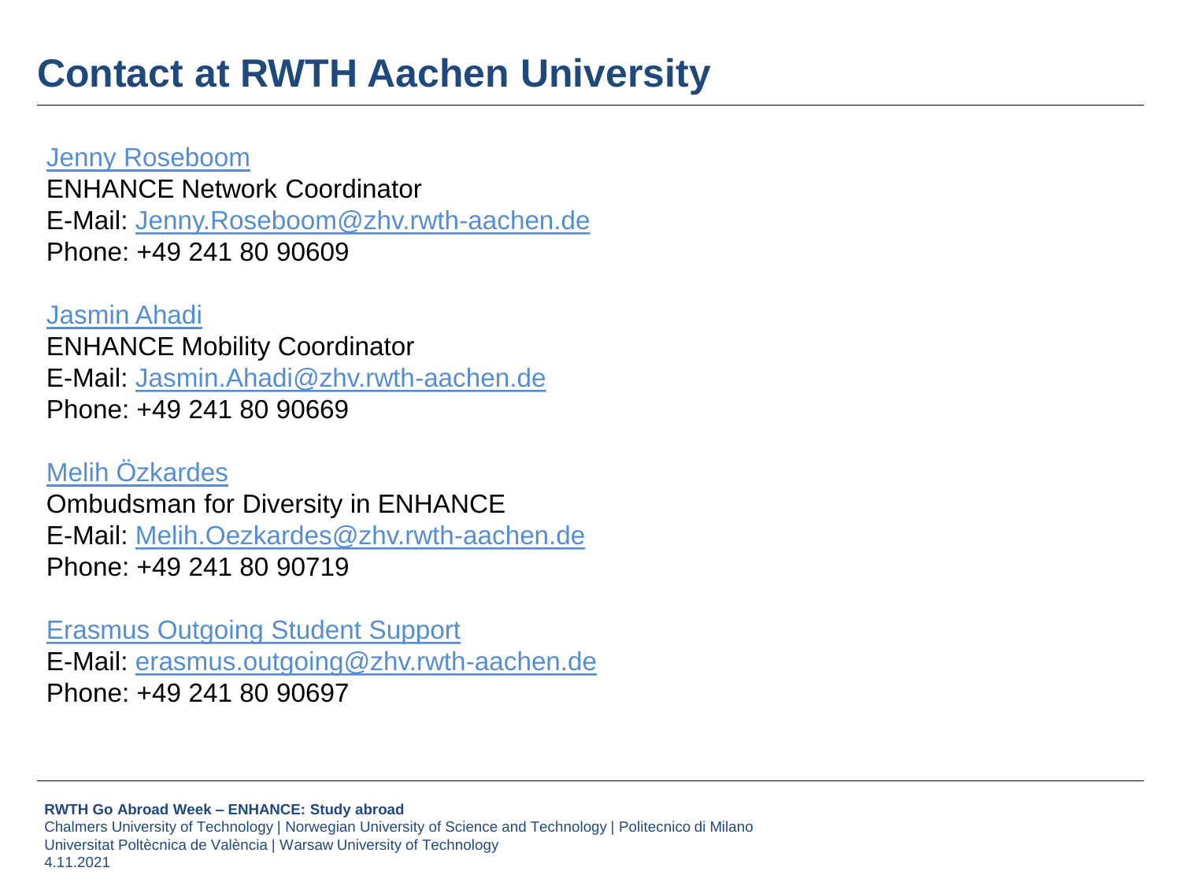# Contact at RWTH Aachen University

Jenny Roseboom
ENHANCE Network Coordinator
E-Mail: Jenny.Roseboom@zhv.rwth-aachen.de
Phone: +49 241 80 90609

Jasmin Ahadi
ENHANCE Mobility Coordinator
E-Mail: Jasmin.Ahadi@zhv.rwth-aachen.de
Phone: +49 241 80 90669

Melih Özkardes
Ombudsman for Diversity in ENHANCE
E-Mail: Melih.Oezkardes@zhv.rwth-aachen.de
Phone: +49 241 80 90719

Erasmus Outgoing Student Support
E-Mail: erasmus.outgoing@zhv.rwth-aachen.de
Phone: +49 241 80 90697